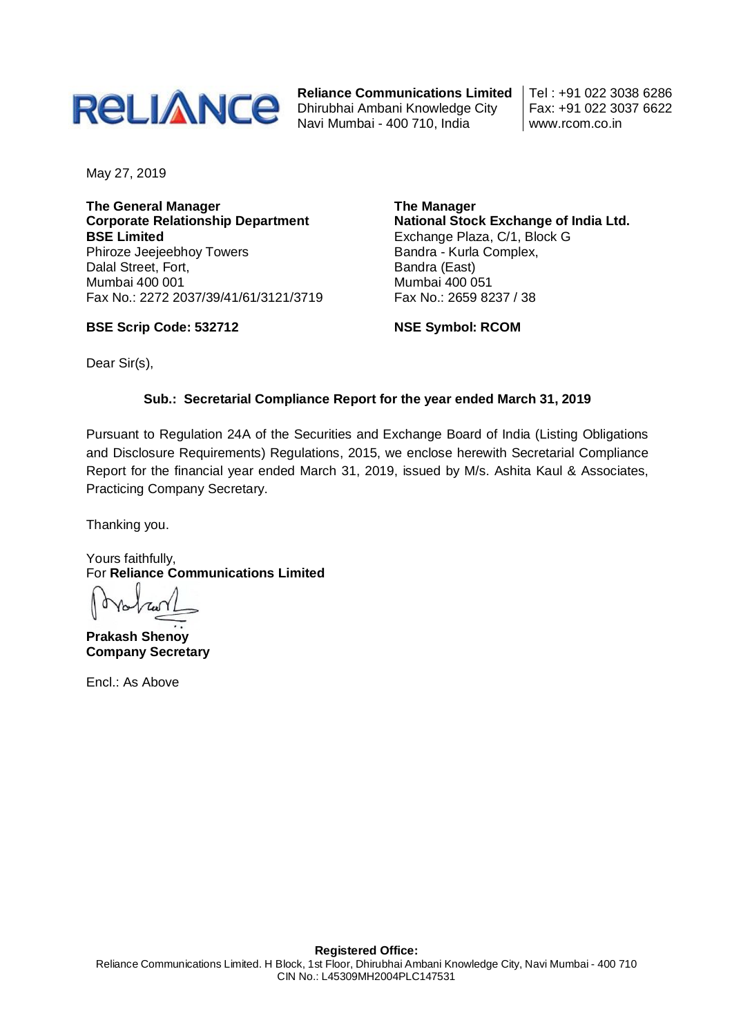**Reliance Communications Limited**
Dhirubhai Ambani Knowledge City
Navi Mumbai - 400 710, India

Tel : +91 022 3038 6286
Fax: +91 022 3037 6622
www.rcom.co.in

May 27, 2019

**The General Manager**
**Corporate Relationship Department**
**BSE Limited**
Phiroze Jeejeebhoy Towers
Dalal Street, Fort,
Mumbai 400 001
Fax No.: 2272 2037/39/41/61/3121/3719

**BSE Scrip Code: 532712**

**The Manager**
**National Stock Exchange of India Ltd.**
Exchange Plaza, C/1, Block G
Bandra - Kurla Complex,
Bandra (East)
Mumbai 400 051
Fax No.: 2659 8237 / 38

**NSE Symbol: RCOM**

Dear Sir(s),

**Sub.: Secretarial Compliance Report for the year ended March 31, 2019**

Pursuant to Regulation 24A of the Securities and Exchange Board of India (Listing Obligations and Disclosure Requirements) Regulations, 2015, we enclose herewith Secretarial Compliance Report for the financial year ended March 31, 2019, issued by M/s. Ashita Kaul & Associates, Practicing Company Secretary.

Thanking you.

Yours faithfully,
For **Reliance Communications Limited**

**Prakash Shenoy**
**Company Secretary**

Encl.: As Above

**Registered Office:**
Reliance Communications Limited. H Block, 1st Floor, Dhirubhai Ambani Knowledge City, Navi Mumbai - 400 710
CIN No.: L45309MH2004PLC147531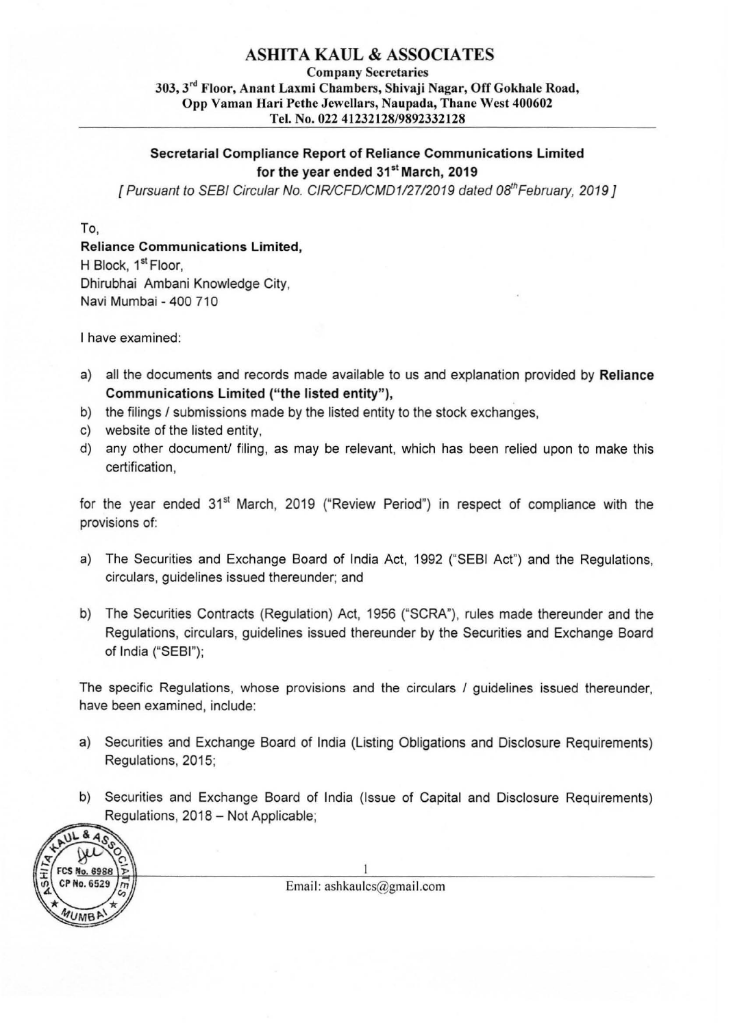# ASHITA KAUL & ASSOCIATES

**Company Secretaries**

**303, 3rd Floor, Anant Laxmi Chambers, Shivaji Nagar, Off Gokhale Road, Opp Vaman Hari Pethe Jewellars, Naupada, Thane West 400602**

**Tel. No. 022 41232128/9892332128**

---

**Secretarial Compliance Report of Reliance Communications Limited for the year ended 31st March, 2019**

*[ Pursuant to SEBI Circular No. CIR/CFD/CMD1/27/2019 dated 08th February, 2019 ]*

To,

**Reliance Communications Limited,**
H Block, 1st Floor,
Dhirubhai Ambani Knowledge City,
Navi Mumbai - 400 710

I have examined:

a) all the documents and records made available to us and explanation provided by **Reliance Communications Limited ("the listed entity"),**

b) the filings / submissions made by the listed entity to the stock exchanges,

c) website of the listed entity,

d) any other document/ filing, as may be relevant, which has been relied upon to make this certification,

for the year ended 31st March, 2019 ("Review Period") in respect of compliance with the provisions of:

a) The Securities and Exchange Board of India Act, 1992 ("SEBI Act") and the Regulations, circulars, guidelines issued thereunder; and

b) The Securities Contracts (Regulation) Act, 1956 ("SCRA"), rules made thereunder and the Regulations, circulars, guidelines issued thereunder by the Securities and Exchange Board of India ("SEBI");

The specific Regulations, whose provisions and the circulars / guidelines issued thereunder, have been examined, include:

a) Securities and Exchange Board of India (Listing Obligations and Disclosure Requirements) Regulations, 2015;

b) Securities and Exchange Board of India (Issue of Capital and Disclosure Requirements) Regulations, 2018 – Not Applicable;

Email: ashkaulcs@gmail.com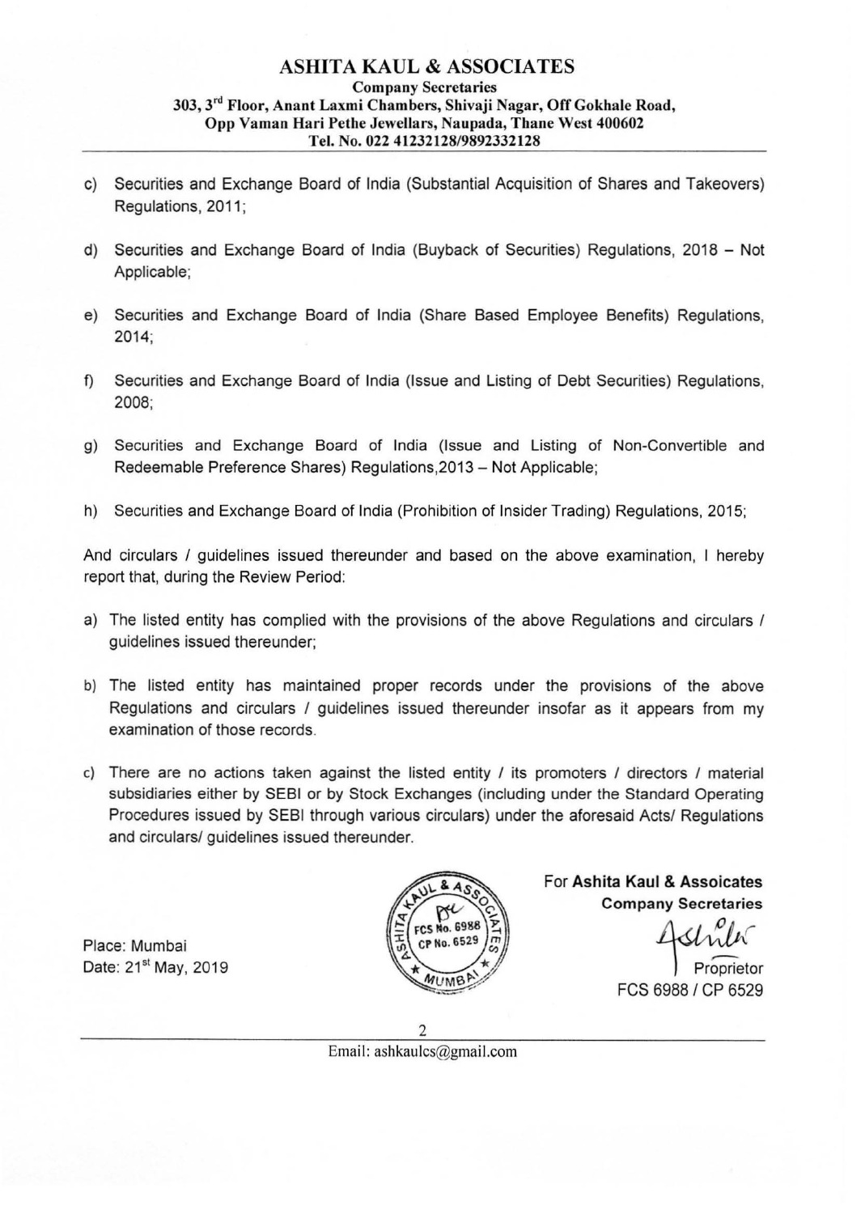c) Securities and Exchange Board of India (Substantial Acquisition of Shares and Takeovers) Regulations, 2011;

d) Securities and Exchange Board of India (Buyback of Securities) Regulations, 2018 – Not Applicable;

e) Securities and Exchange Board of India (Share Based Employee Benefits) Regulations, 2014;

f) Securities and Exchange Board of India (Issue and Listing of Debt Securities) Regulations, 2008;

g) Securities and Exchange Board of India (Issue and Listing of Non-Convertible and Redeemable Preference Shares) Regulations,2013 – Not Applicable;

h) Securities and Exchange Board of India (Prohibition of Insider Trading) Regulations, 2015;

And circulars / guidelines issued thereunder and based on the above examination, I hereby report that, during the Review Period:

a) The listed entity has complied with the provisions of the above Regulations and circulars / guidelines issued thereunder;

b) The listed entity has maintained proper records under the provisions of the above Regulations and circulars / guidelines issued thereunder insofar as it appears from my examination of those records.

c) There are no actions taken against the listed entity / its promoters / directors / material subsidiaries either by SEBI or by Stock Exchanges (including under the Standard Operating Procedures issued by SEBI through various circulars) under the aforesaid Acts/ Regulations and circulars/ guidelines issued thereunder.

Place: Mumbai
Date: 21st May, 2019

For **Ashita Kaul & Assoicates**
**Company Secretaries**

Proprietor
FCS 6988 / CP 6529